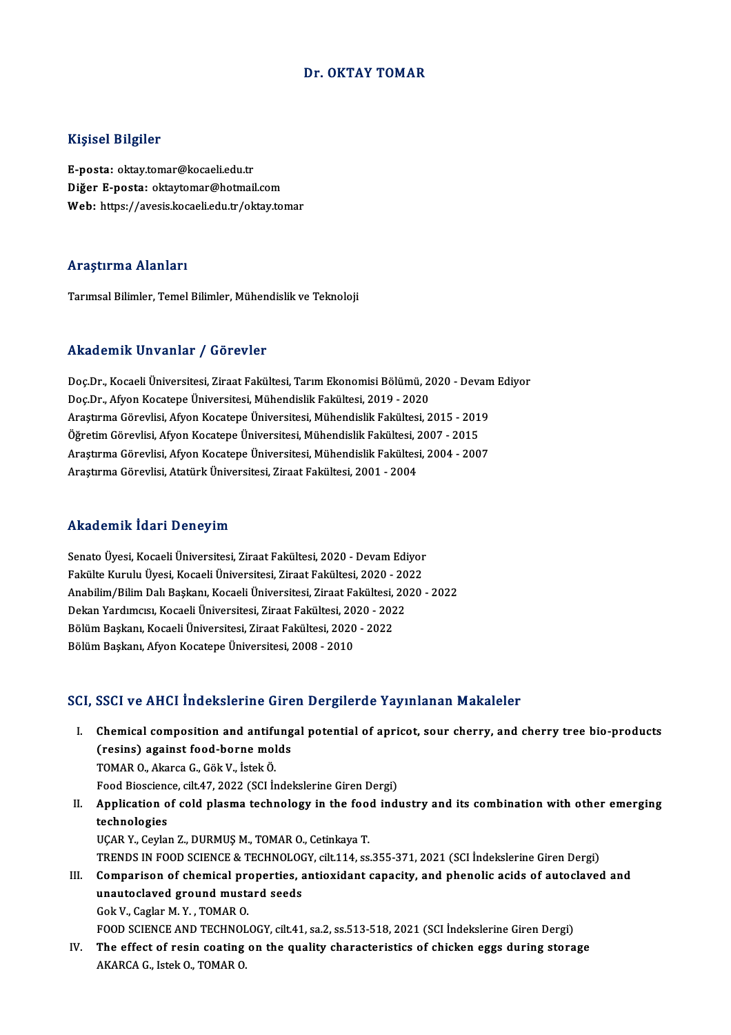# Dr. OKTAY TOMAR

## Kişisel Bilgiler

**E-posta:** oktay.tomar@kocaeli.edu.tr
**Diğer E-posta:** oktaytomar@hotmail.com
**Web:** https://avesis.kocaeli.edu.tr/oktay.tomar

## Araştırma Alanları

Tarımsal Bilimler, Temel Bilimler, Mühendislik ve Teknoloji

## Akademik Unvanlar / Görevler

Doç.Dr., Kocaeli Üniversitesi, Ziraat Fakültesi, Tarım Ekonomisi Bölümü, 2020 - Devam Ediyor
Doç.Dr., Afyon Kocatepe Üniversitesi, Mühendislik Fakültesi, 2019 - 2020
Araştırma Görevlisi, Afyon Kocatepe Üniversitesi, Mühendislik Fakültesi, 2015 - 2019
Öğretim Görevlisi, Afyon Kocatepe Üniversitesi, Mühendislik Fakültesi, 2007 - 2015
Araştırma Görevlisi, Afyon Kocatepe Üniversitesi, Mühendislik Fakültesi, 2004 - 2007
Araştırma Görevlisi, Atatürk Üniversitesi, Ziraat Fakültesi, 2001 - 2004

## Akademik İdari Deneyim

Senato Üyesi, Kocaeli Üniversitesi, Ziraat Fakültesi, 2020 - Devam Ediyor
Fakülte Kurulu Üyesi, Kocaeli Üniversitesi, Ziraat Fakültesi, 2020 - 2022
Anabilim/Bilim Dalı Başkanı, Kocaeli Üniversitesi, Ziraat Fakültesi, 2020 - 2022
Dekan Yardımcısı, Kocaeli Üniversitesi, Ziraat Fakültesi, 2020 - 2022
Bölüm Başkanı, Kocaeli Üniversitesi, Ziraat Fakültesi, 2020 - 2022
Bölüm Başkanı, Afyon Kocatepe Üniversitesi, 2008 - 2010

## SCI, SSCI ve AHCI İndekslerine Giren Dergilerde Yayınlanan Makaleler

I. **Chemical composition and antifungal potential of apricot, sour cherry, and cherry tree bio-products (resins) against food-borne molds**
TOMAR O., Akarca G., Gök V., İstek Ö.
Food Bioscience, cilt.47, 2022 (SCI İndekslerine Giren Dergi)

II. **Application of cold plasma technology in the food industry and its combination with other emerging technologies**
UÇAR Y., Ceylan Z., DURMUŞ M., TOMAR O., Cetinkaya T.
TRENDS IN FOOD SCIENCE & TECHNOLOGY, cilt.114, ss.355-371, 2021 (SCI İndekslerine Giren Dergi)

III. **Comparison of chemical properties, antioxidant capacity, and phenolic acids of autoclaved and unautoclaved ground mustard seeds**
Gok V., Caglar M. Y. , TOMAR O.
FOOD SCIENCE AND TECHNOLOGY, cilt.41, sa.2, ss.513-518, 2021 (SCI İndekslerine Giren Dergi)

IV. **The effect of resin coating on the quality characteristics of chicken eggs during storage**
AKARCA G., Istek O., TOMAR O.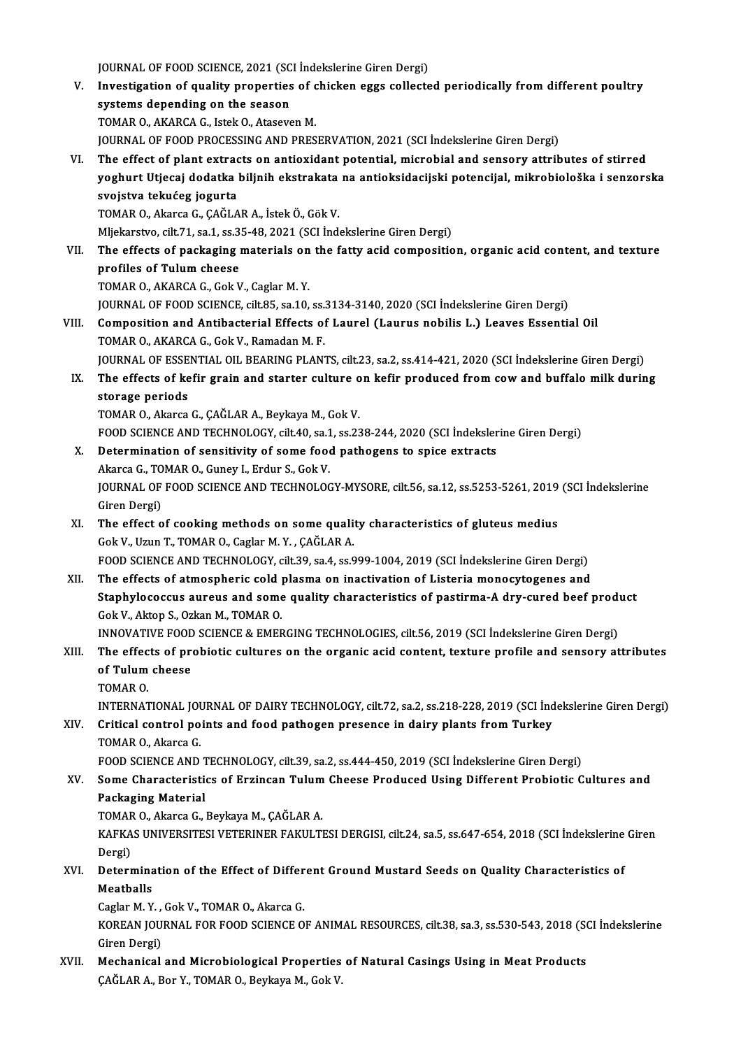JOURNAL OF FOOD SCIENCE, 2021 (SCI İndekslerine Giren Dergi)

V. **Investigation of quality properties of chicken eggs collected periodically from different poultry systems depending on the season**
TOMAR O., AKARCA G., Istek O., Ataseven M.
JOURNAL OF FOOD PROCESSING AND PRESERVATION, 2021 (SCI İndekslerine Giren Dergi)

VI. **The effect of plant extracts on antioxidant potential, microbial and sensory attributes of stirred yoghurt Utjecaj dodatka biljnih ekstrakata na antioksidacijski potencijal, mikrobiološka i senzorska svojstva tekućeg jogurta**
TOMAR O., Akarca G., ÇAĞLAR A., İstek Ö., Gök V.
Mljekarstvo, cilt.71, sa.1, ss.35-48, 2021 (SCI İndekslerine Giren Dergi)

VII. **The effects of packaging materials on the fatty acid composition, organic acid content, and texture profiles of Tulum cheese**
TOMAR O., AKARCA G., Gok V., Caglar M. Y.
JOURNAL OF FOOD SCIENCE, cilt.85, sa.10, ss.3134-3140, 2020 (SCI İndekslerine Giren Dergi)

VIII. **Composition and Antibacterial Effects of Laurel (Laurus nobilis L.) Leaves Essential Oil**
TOMAR O., AKARCA G., Gok V., Ramadan M. F.
JOURNAL OF ESSENTIAL OIL BEARING PLANTS, cilt.23, sa.2, ss.414-421, 2020 (SCI İndekslerine Giren Dergi)

IX. **The effects of kefir grain and starter culture on kefir produced from cow and buffalo milk during storage periods**
TOMAR O., Akarca G., ÇAĞLAR A., Beykaya M., Gok V.
FOOD SCIENCE AND TECHNOLOGY, cilt.40, sa.1, ss.238-244, 2020 (SCI İndekslerine Giren Dergi)

X. **Determination of sensitivity of some food pathogens to spice extracts**
Akarca G., TOMAR O., Guney I., Erdur S., Gok V.
JOURNAL OF FOOD SCIENCE AND TECHNOLOGY-MYSORE, cilt.56, sa.12, ss.5253-5261, 2019 (SCI İndekslerine Giren Dergi)

XI. **The effect of cooking methods on some quality characteristics of gluteus medius**
Gok V., Uzun T., TOMAR O., Caglar M. Y. , ÇAĞLAR A.
FOOD SCIENCE AND TECHNOLOGY, cilt.39, sa.4, ss.999-1004, 2019 (SCI İndekslerine Giren Dergi)

XII. **The effects of atmospheric cold plasma on inactivation of Listeria monocytogenes and Staphylococcus aureus and some quality characteristics of pastirma-A dry-cured beef product**
Gok V., Aktop S., Ozkan M., TOMAR O.
INNOVATIVE FOOD SCIENCE & EMERGING TECHNOLOGIES, cilt.56, 2019 (SCI İndekslerine Giren Dergi)

XIII. **The effects of probiotic cultures on the organic acid content, texture profile and sensory attributes of Tulum cheese**
TOMAR O.
INTERNATIONAL JOURNAL OF DAIRY TECHNOLOGY, cilt.72, sa.2, ss.218-228, 2019 (SCI İndekslerine Giren Dergi)

XIV. **Critical control points and food pathogen presence in dairy plants from Turkey**
TOMAR O., Akarca G.
FOOD SCIENCE AND TECHNOLOGY, cilt.39, sa.2, ss.444-450, 2019 (SCI İndekslerine Giren Dergi)

XV. **Some Characteristics of Erzincan Tulum Cheese Produced Using Different Probiotic Cultures and Packaging Material**
TOMAR O., Akarca G., Beykaya M., ÇAĞLAR A.
KAFKAS UNIVERSITESI VETERINER FAKULTESI DERGISI, cilt.24, sa.5, ss.647-654, 2018 (SCI İndekslerine Giren Dergi)

XVI. **Determination of the Effect of Different Ground Mustard Seeds on Quality Characteristics of Meatballs**
Caglar M. Y. , Gok V., TOMAR O., Akarca G.
KOREAN JOURNAL FOR FOOD SCIENCE OF ANIMAL RESOURCES, cilt.38, sa.3, ss.530-543, 2018 (SCI İndekslerine Giren Dergi)

XVII. **Mechanical and Microbiological Properties of Natural Casings Using in Meat Products**
ÇAĞLAR A., Bor Y., TOMAR O., Beykaya M., Gok V.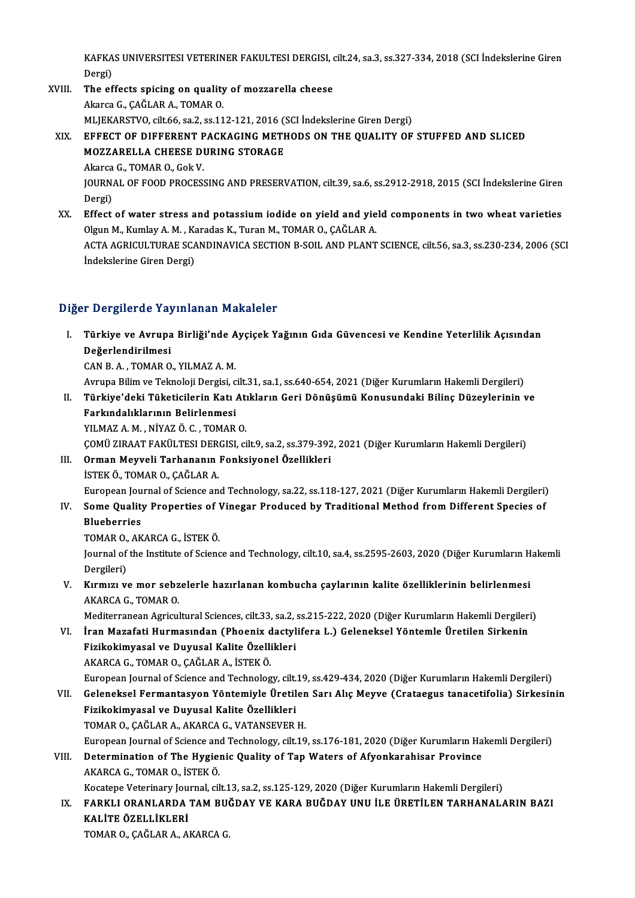KAFKAS UNIVERSITESI VETERINER FAKULTESI DERGISI, cilt.24, sa.3, ss.327-334, 2018 (SCI İndekslerine Giren Dergi)

XVIII. **The effects spicing on quality of mozzarella cheese**
Akarca G., ÇAĞLAR A., TOMAR O.
MLJEKARSTVO, cilt.66, sa.2, ss.112-121, 2016 (SCI İndekslerine Giren Dergi)

XIX. **EFFECT OF DIFFERENT PACKAGING METHODS ON THE QUALITY OF STUFFED AND SLICED MOZZARELLA CHEESE DURING STORAGE**
Akarca G., TOMAR O., Gok V.
JOURNAL OF FOOD PROCESSING AND PRESERVATION, cilt.39, sa.6, ss.2912-2918, 2015 (SCI İndekslerine Giren Dergi)

XX. **Effect of water stress and potassium iodide on yield and yield components in two wheat varieties**
Olgun M., Kumlay A. M. , Karadas K., Turan M., TOMAR O., ÇAĞLAR A.
ACTA AGRICULTURAE SCANDINAVICA SECTION B-SOIL AND PLANT SCIENCE, cilt.56, sa.3, ss.230-234, 2006 (SCI İndekslerine Giren Dergi)

## Diğer Dergilerde Yayınlanan Makaleler

I. **Türkiye ve Avrupa Birliği'nde Ayçiçek Yağının Gıda Güvencesi ve Kendine Yeterlilik Açısından Değerlendirilmesi**
CAN B. A. , TOMAR O., YILMAZ A. M.
Avrupa Bilim ve Teknoloji Dergisi, cilt.31, sa.1, ss.640-654, 2021 (Diğer Kurumların Hakemli Dergileri)

II. **Türkiye'deki Tüketicilerin Katı Atıkların Geri Dönüşümü Konusundaki Bilinç Düzeylerinin ve Farkındalıklarının Belirlenmesi**
YILMAZ A. M. , NİYAZ Ö. C. , TOMAR O.
ÇOMÜ ZIRAAT FAKÜLTESI DERGISI, cilt.9, sa.2, ss.379-392, 2021 (Diğer Kurumların Hakemli Dergileri)

III. **Orman Meyveli Tarhananın Fonksiyonel Özellikleri**
İSTEK Ö., TOMAR O., ÇAĞLAR A.
European Journal of Science and Technology, sa.22, ss.118-127, 2021 (Diğer Kurumların Hakemli Dergileri)

IV. **Some Quality Properties of Vinegar Produced by Traditional Method from Different Species of Blueberries**
TOMAR O., AKARCA G., İSTEK Ö.
Journal of the Institute of Science and Technology, cilt.10, sa.4, ss.2595-2603, 2020 (Diğer Kurumların Hakemli Dergileri)

V. **Kırmızı ve mor sebzelerle hazırlanan kombucha çaylarının kalite özelliklerinin belirlenmesi**
AKARCA G., TOMAR O.
Mediterranean Agricultural Sciences, cilt.33, sa.2, ss.215-222, 2020 (Diğer Kurumların Hakemli Dergileri)

VI. **İran Mazafati Hurmasından (Phoenix dactylifera L.) Geleneksel Yöntemle Üretilen Sirkenin Fizikokimyasal ve Duyusal Kalite Özellikleri**
AKARCA G., TOMAR O., ÇAĞLAR A., İSTEK Ö.
European Journal of Science and Technology, cilt.19, ss.429-434, 2020 (Diğer Kurumların Hakemli Dergileri)

VII. **Geleneksel Fermantasyon Yöntemiyle Üretilen Sarı Alıç Meyve (Crataegus tanacetifolia) Sirkesinin Fizikokimyasal ve Duyusal Kalite Özellikleri**
TOMAR O., ÇAĞLAR A., AKARCA G., VATANSEVER H.
European Journal of Science and Technology, cilt.19, ss.176-181, 2020 (Diğer Kurumların Hakemli Dergileri)

VIII. **Determination of The Hygienic Quality of Tap Waters of Afyonkarahisar Province**
AKARCA G., TOMAR O., İSTEK Ö.
Kocatepe Veterinary Journal, cilt.13, sa.2, ss.125-129, 2020 (Diğer Kurumların Hakemli Dergileri)

IX. **FARKLI ORANLARDA TAM BUĞDAY VE KARA BUĞDAY UNU İLE ÜRETİLEN TARHANALARIN BAZI KALİTE ÖZELLİKLERİ**
TOMAR O., ÇAĞLAR A., AKARCA G.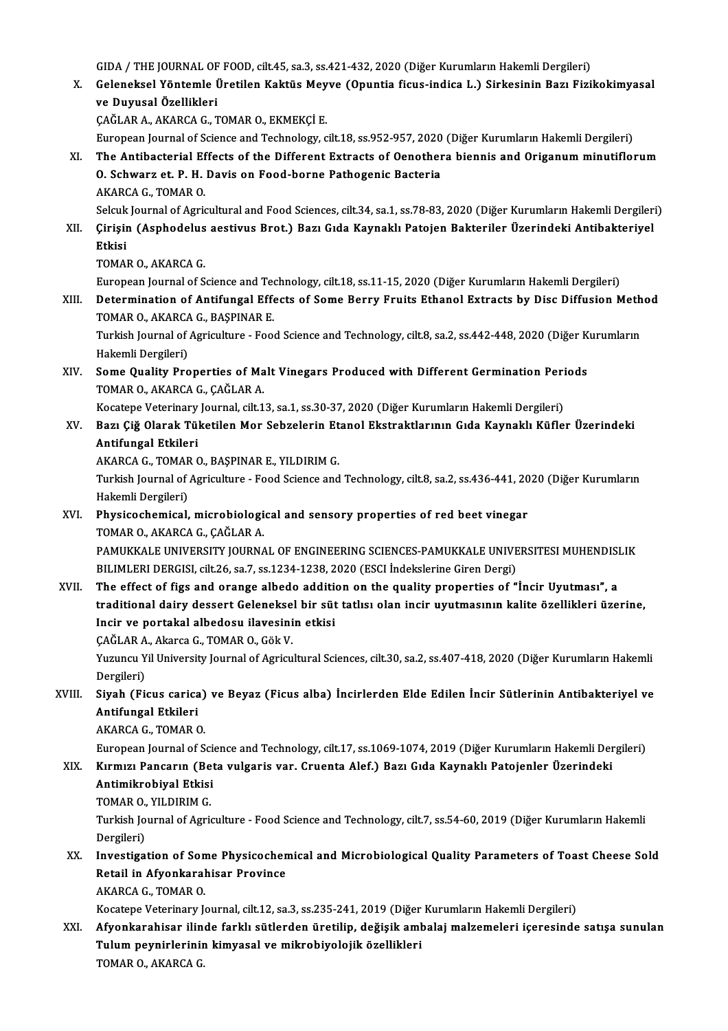GIDA / THE JOURNAL OF FOOD, cilt.45, sa.3, ss.421-432, 2020 (Diğer Kurumların Hakemli Dergileri)

X. **Geleneksel Yöntemle Üretilen Kaktüs Meyve (Opuntia ficus-indica L.) Sirkesinin Bazı Fizikokimyasal ve Duyusal Özellikleri**
ÇAĞLAR A., AKARCA G., TOMAR O., EKMEKÇİ E.
European Journal of Science and Technology, cilt.18, ss.952-957, 2020 (Diğer Kurumların Hakemli Dergileri)

XI. **The Antibacterial Effects of the Different Extracts of Oenothera biennis and Origanum minutiflorum O. Schwarz et. P. H. Davis on Food-borne Pathogenic Bacteria**
AKARCA G., TOMAR O.
Selcuk Journal of Agricultural and Food Sciences, cilt.34, sa.1, ss.78-83, 2020 (Diğer Kurumların Hakemli Dergileri)

XII. **Çirişin (Asphodelus aestivus Brot.) Bazı Gıda Kaynaklı Patojen Bakteriler Üzerindeki Antibakteriyel Etkisi**
TOMAR O., AKARCA G.
European Journal of Science and Technology, cilt.18, ss.11-15, 2020 (Diğer Kurumların Hakemli Dergileri)

XIII. **Determination of Antifungal Effects of Some Berry Fruits Ethanol Extracts by Disc Diffusion Method**
TOMAR O., AKARCA G., BAŞPINAR E.
Turkish Journal of Agriculture - Food Science and Technology, cilt.8, sa.2, ss.442-448, 2020 (Diğer Kurumların Hakemli Dergileri)

XIV. **Some Quality Properties of Malt Vinegars Produced with Different Germination Periods**
TOMAR O., AKARCA G., ÇAĞLAR A.
Kocatepe Veterinary Journal, cilt.13, sa.1, ss.30-37, 2020 (Diğer Kurumların Hakemli Dergileri)

XV. **Bazı Çiğ Olarak Tüketilen Mor Sebzelerin Etanol Ekstraktlarının Gıda Kaynaklı Küfler Üzerindeki Antifungal Etkileri**
AKARCA G., TOMAR O., BAŞPINAR E., YILDIRIM G.
Turkish Journal of Agriculture - Food Science and Technology, cilt.8, sa.2, ss.436-441, 2020 (Diğer Kurumların Hakemli Dergileri)

XVI. **Physicochemical, microbiological and sensory properties of red beet vinegar**
TOMAR O., AKARCA G., ÇAĞLAR A.
PAMUKKALE UNIVERSITY JOURNAL OF ENGINEERING SCIENCES-PAMUKKALE UNIVERSITESI MUHENDISLIK BILIMLERI DERGISI, cilt.26, sa.7, ss.1234-1238, 2020 (ESCI İndekslerine Giren Dergi)

XVII. **The effect of figs and orange albedo addition on the quality properties of "İncir Uyutması", a traditional dairy dessert Geleneksel bir süt tatlısı olan incir uyutmasının kalite özellikleri üzerine, Incir ve portakal albedosu ilavesinin etkisi**
ÇAĞLAR A., Akarca G., TOMAR O., Gök V.
Yuzuncu Yil University Journal of Agricultural Sciences, cilt.30, sa.2, ss.407-418, 2020 (Diğer Kurumların Hakemli Dergileri)

XVIII. **Siyah (Ficus carica) ve Beyaz (Ficus alba) İncirlerden Elde Edilen İncir Sütlerinin Antibakteriyel ve Antifungal Etkileri**
AKARCA G., TOMAR O.
European Journal of Science and Technology, cilt.17, ss.1069-1074, 2019 (Diğer Kurumların Hakemli Dergileri)

XIX. **Kırmızı Pancarın (Beta vulgaris var. Cruenta Alef.) Bazı Gıda Kaynaklı Patojenler Üzerindeki Antimikrobiyal Etkisi**
TOMAR O., YILDIRIM G.
Turkish Journal of Agriculture - Food Science and Technology, cilt.7, ss.54-60, 2019 (Diğer Kurumların Hakemli Dergileri)

XX. **Investigation of Some Physicochemical and Microbiological Quality Parameters of Toast Cheese Sold Retail in Afyonkarahisar Province**
AKARCA G., TOMAR O.
Kocatepe Veterinary Journal, cilt.12, sa.3, ss.235-241, 2019 (Diğer Kurumların Hakemli Dergileri)

XXI. **Afyonkarahisar ilinde farklı sütlerden üretilip, değişik ambalaj malzemeleri içeresinde satışa sunulan Tulum peynirlerinin kimyasal ve mikrobiyolojik özellikleri**
TOMAR O., AKARCA G.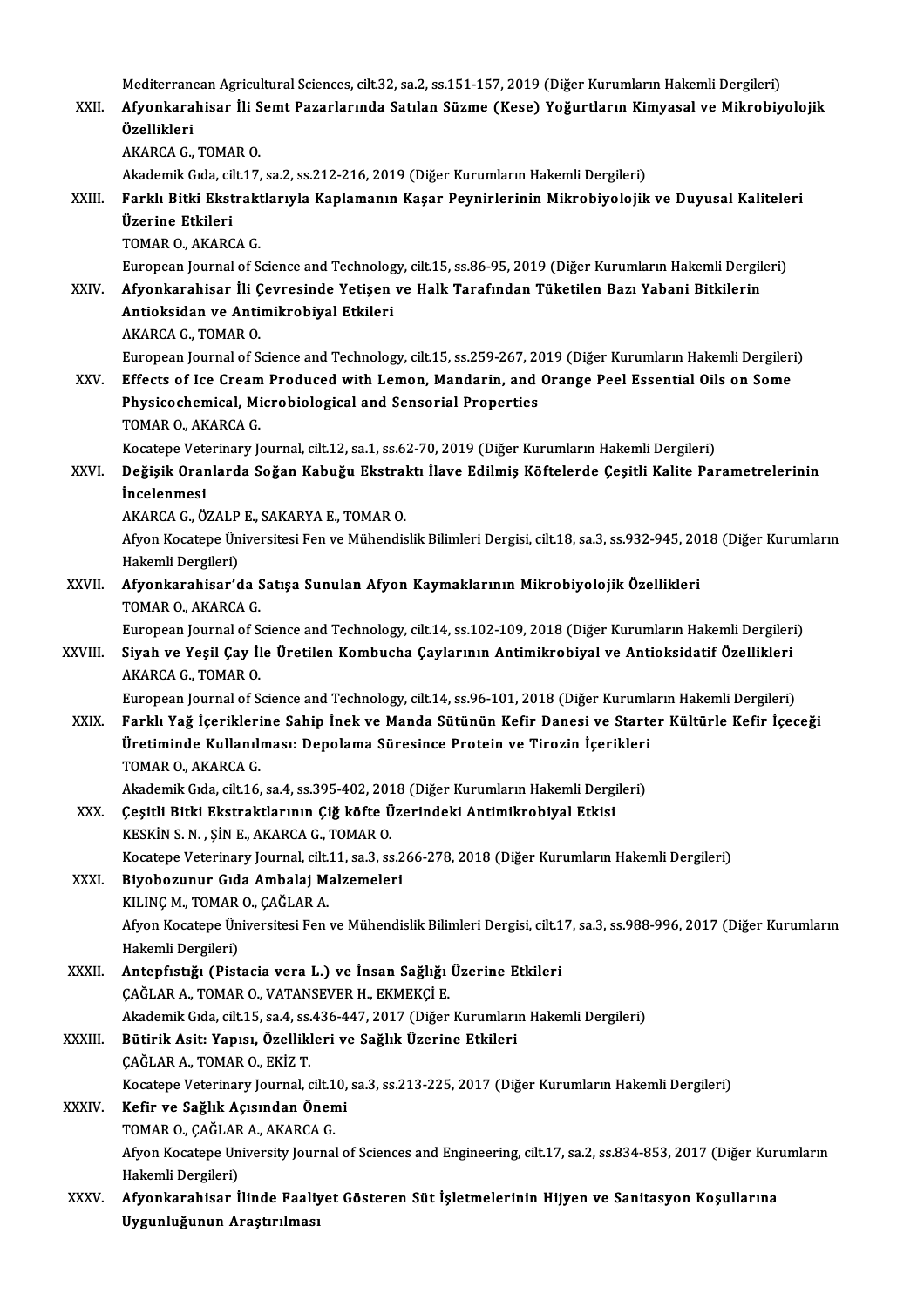Mediterranean Agricultural Sciences, cilt.32, sa.2, ss.151-157, 2019 (Diğer Kurumların Hakemli Dergileri)

XXII. **Afyonkarahisar İli Semt Pazarlarında Satılan Süzme (Kese) Yoğurtların Kimyasal ve Mikrobiyolojik Özellikleri**
AKARCA G., TOMAR O.
Akademik Gıda, cilt.17, sa.2, ss.212-216, 2019 (Diğer Kurumların Hakemli Dergileri)

XXIII. **Farklı Bitki Ekstraktlarıyla Kaplamanın Kaşar Peynirlerinin Mikrobiyolojik ve Duyusal Kaliteleri Üzerine Etkileri**
TOMAR O., AKARCA G.
European Journal of Science and Technology, cilt.15, ss.86-95, 2019 (Diğer Kurumların Hakemli Dergileri)

XXIV. **Afyonkarahisar İli Çevresinde Yetişen ve Halk Tarafından Tüketilen Bazı Yabani Bitkilerin Antioksidan ve Antimikrobiyal Etkileri**
AKARCA G., TOMAR O.
European Journal of Science and Technology, cilt.15, ss.259-267, 2019 (Diğer Kurumların Hakemli Dergileri)

XXV. **Effects of Ice Cream Produced with Lemon, Mandarin, and Orange Peel Essential Oils on Some Physicochemical, Microbiological and Sensorial Properties**
TOMAR O., AKARCA G.
Kocatepe Veterinary Journal, cilt.12, sa.1, ss.62-70, 2019 (Diğer Kurumların Hakemli Dergileri)

XXVI. **Değişik Oranlarda Soğan Kabuğu Ekstraktı İlave Edilmiş Köftelerde Çeşitli Kalite Parametrelerinin İncelenmesi**
AKARCA G., ÖZALP E., SAKARYA E., TOMAR O.
Afyon Kocatepe Üniversitesi Fen ve Mühendislik Bilimleri Dergisi, cilt.18, sa.3, ss.932-945, 2018 (Diğer Kurumların Hakemli Dergileri)

XXVII. **Afyonkarahisar'da Satışa Sunulan Afyon Kaymaklarının Mikrobiyolojik Özellikleri**
TOMAR O., AKARCA G.
European Journal of Science and Technology, cilt.14, ss.102-109, 2018 (Diğer Kurumların Hakemli Dergileri)

XXVIII. **Siyah ve Yeşil Çay İle Üretilen Kombucha Çaylarının Antimikrobiyal ve Antioksidatif Özellikleri**
AKARCA G., TOMAR O.
European Journal of Science and Technology, cilt.14, ss.96-101, 2018 (Diğer Kurumların Hakemli Dergileri)

XXIX. **Farklı Yağ İçeriklerine Sahip İnek ve Manda Sütünün Kefir Danesi ve Starter Kültürle Kefir İçeceği Üretiminde Kullanılması: Depolama Süresince Protein ve Tirozin İçerikleri**
TOMAR O., AKARCA G.
Akademik Gıda, cilt.16, sa.4, ss.395-402, 2018 (Diğer Kurumların Hakemli Dergileri)

XXX. **Çeşitli Bitki Ekstraktlarının Çiğ köfte Üzerindeki Antimikrobiyal Etkisi**
KESKİN S. N. , ŞİN E., AKARCA G., TOMAR O.
Kocatepe Veterinary Journal, cilt.11, sa.3, ss.266-278, 2018 (Diğer Kurumların Hakemli Dergileri)

XXXI. **Biyobozunur Gıda Ambalaj Malzemeleri**
KILINÇ M., TOMAR O., ÇAĞLAR A.
Afyon Kocatepe Üniversitesi Fen ve Mühendislik Bilimleri Dergisi, cilt.17, sa.3, ss.988-996, 2017 (Diğer Kurumların Hakemli Dergileri)

XXXII. **Antepfıstığı (Pistacia vera L.) ve İnsan Sağlığı Üzerine Etkileri**
ÇAĞLAR A., TOMAR O., VATANSEVER H., EKMEKÇİ E.
Akademik Gıda, cilt.15, sa.4, ss.436-447, 2017 (Diğer Kurumların Hakemli Dergileri)

XXXIII. **Bütirik Asit: Yapısı, Özellikleri ve Sağlık Üzerine Etkileri**
ÇAĞLAR A., TOMAR O., EKİZ T.
Kocatepe Veterinary Journal, cilt.10, sa.3, ss.213-225, 2017 (Diğer Kurumların Hakemli Dergileri)

XXXIV. **Kefir ve Sağlık Açısından Önemi**
TOMAR O., ÇAĞLAR A., AKARCA G.
Afyon Kocatepe University Journal of Sciences and Engineering, cilt.17, sa.2, ss.834-853, 2017 (Diğer Kurumların Hakemli Dergileri)

XXXV. **Afyonkarahisar İlinde Faaliyet Gösteren Süt İşletmelerinin Hijyen ve Sanitasyon Koşullarına Uygunluğunun Araştırılması**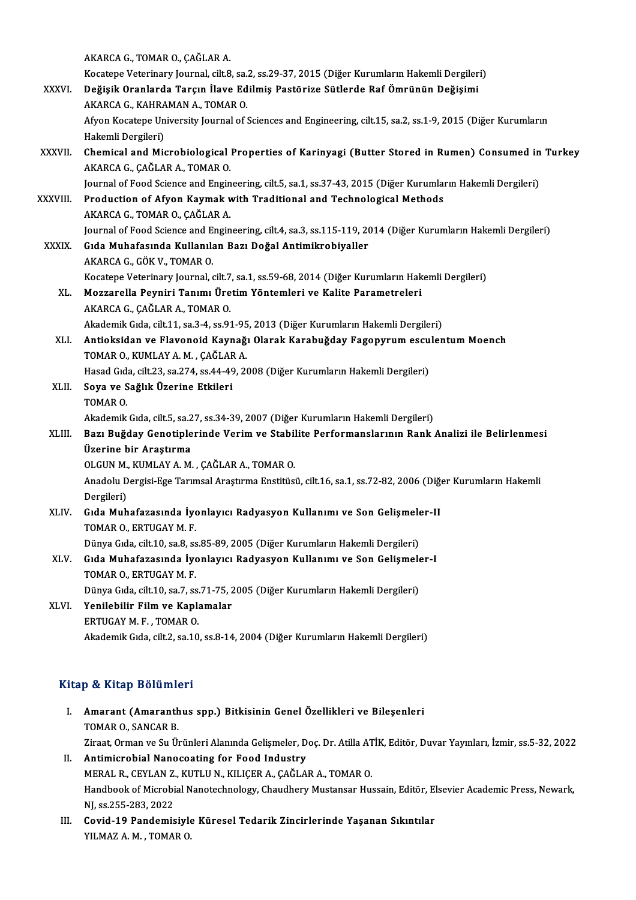AKARCA G., TOMAR O., ÇAĞLAR A.
Kocatepe Veterinary Journal, cilt.8, sa.2, ss.29-37, 2015 (Diğer Kurumların Hakemli Dergileri)

XXXVI. **Değişik Oranlarda Tarçın İlave Edilmiş Pastörize Sütlerde Raf Ömrünün Değişimi**
AKARCA G., KAHRAMAN A., TOMAR O.
Afyon Kocatepe University Journal of Sciences and Engineering, cilt.15, sa.2, ss.1-9, 2015 (Diğer Kurumların Hakemli Dergileri)

XXXVII. **Chemical and Microbiological Properties of Karinyagi (Butter Stored in Rumen) Consumed in Turkey**
AKARCA G., ÇAĞLAR A., TOMAR O.
Journal of Food Science and Engineering, cilt.5, sa.1, ss.37-43, 2015 (Diğer Kurumların Hakemli Dergileri)

XXXVIII. **Production of Afyon Kaymak with Traditional and Technological Methods**
AKARCA G., TOMAR O., ÇAĞLAR A.
Journal of Food Science and Engineering, cilt.4, sa.3, ss.115-119, 2014 (Diğer Kurumların Hakemli Dergileri)

XXXIX. **Gıda Muhafasında Kullanılan Bazı Doğal Antimikrobiyaller**
AKARCA G., GÖK V., TOMAR O.
Kocatepe Veterinary Journal, cilt.7, sa.1, ss.59-68, 2014 (Diğer Kurumların Hakemli Dergileri)

XL. **Mozzarella Peyniri Tanımı Üretim Yöntemleri ve Kalite Parametreleri**
AKARCA G., ÇAĞLAR A., TOMAR O.
Akademik Gıda, cilt.11, sa.3-4, ss.91-95, 2013 (Diğer Kurumların Hakemli Dergileri)

XLI. **Antioksidan ve Flavonoid Kaynağı Olarak Karabuğday Fagopyrum esculentum Moench**
TOMAR O., KUMLAY A. M. , ÇAĞLAR A.
Hasad Gıda, cilt.23, sa.274, ss.44-49, 2008 (Diğer Kurumların Hakemli Dergileri)

XLII. **Soya ve Sağlık Üzerine Etkileri**
TOMAR O.
Akademik Gıda, cilt.5, sa.27, ss.34-39, 2007 (Diğer Kurumların Hakemli Dergileri)

XLIII. **Bazı Buğday Genotiplerinde Verim ve Stabilite Performanslarının Rank Analizi ile Belirlenmesi Üzerine bir Araştırma**
OLGUN M., KUMLAY A. M. , ÇAĞLAR A., TOMAR O.
Anadolu Dergisi-Ege Tarımsal Araştırma Enstitüsü, cilt.16, sa.1, ss.72-82, 2006 (Diğer Kurumların Hakemli Dergileri)

XLIV. **Gıda Muhafazasında İyonlayıcı Radyasyon Kullanımı ve Son Gelişmeler-II**
TOMAR O., ERTUGAY M. F.
Dünya Gıda, cilt.10, sa.8, ss.85-89, 2005 (Diğer Kurumların Hakemli Dergileri)

XLV. **Gıda Muhafazasında İyonlayıcı Radyasyon Kullanımı ve Son Gelişmeler-I**
TOMAR O., ERTUGAY M. F.
Dünya Gıda, cilt.10, sa.7, ss.71-75, 2005 (Diğer Kurumların Hakemli Dergileri)

XLVI. **Yenilebilir Film ve Kaplamalar**
ERTUGAY M. F. , TOMAR O.
Akademik Gıda, cilt.2, sa.10, ss.8-14, 2004 (Diğer Kurumların Hakemli Dergileri)

## Kitap & Kitap Bölümleri

I. **Amarant (Amaranthus spp.) Bitkisinin Genel Özellikleri ve Bileşenleri**
TOMAR O., SANCAR B.
Ziraat, Orman ve Su Ürünleri Alanında Gelişmeler, Doç. Dr. Atilla ATİK, Editör, Duvar Yayınları, İzmir, ss.5-32, 2022

II. **Antimicrobial Nanocoating for Food Industry**
MERAL R., CEYLAN Z., KUTLU N., KILIÇER A., ÇAĞLAR A., TOMAR O.
Handbook of Microbial Nanotechnology, Chaudhery Mustansar Hussain, Editör, Elsevier Academic Press, Newark, NJ, ss.255-283, 2022

III. **Covid-19 Pandemisiyle Küresel Tedarik Zincirlerinde Yaşanan Sıkıntılar**
YILMAZ A. M. , TOMAR O.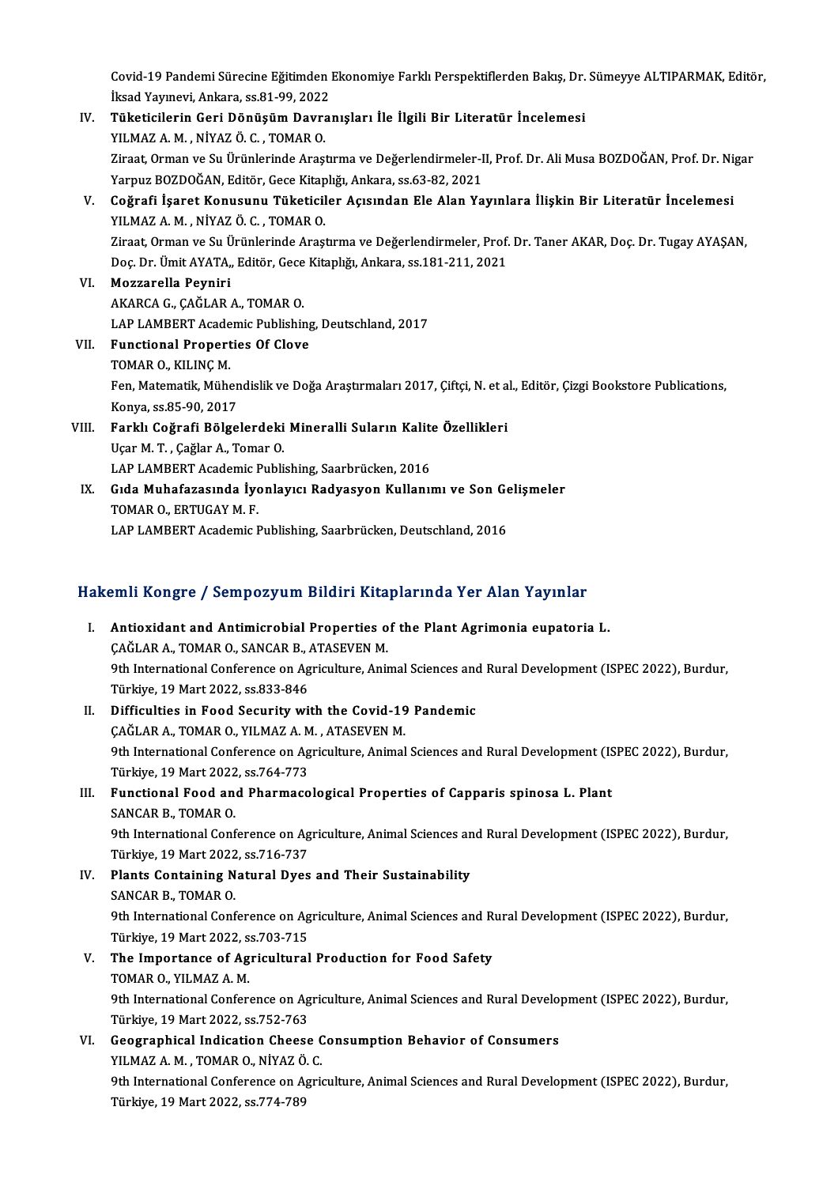Covid-19 Pandemi Sürecine Eğitimden Ekonomiye Farklı Perspektiflerden Bakış, Dr. Sümeyye ALTIPARMAK, Editör, İksad Yayınevi, Ankara, ss.81-99, 2022

IV. **Tüketicilerin Geri Dönüşüm Davranışları İle İlgili Bir Literatür İncelemesi**
YILMAZ A. M. , NİYAZ Ö. C. , TOMAR O.
Ziraat, Orman ve Su Ürünlerinde Araştırma ve Değerlendirmeler-II, Prof. Dr. Ali Musa BOZDOĞAN, Prof. Dr. Nigar Yarpuz BOZDOĞAN, Editör, Gece Kitaplığı, Ankara, ss.63-82, 2021

V. **Coğrafi İşaret Konusunu Tüketiciler Açısından Ele Alan Yayınlara İlişkin Bir Literatür İncelemesi**
YILMAZ A. M. , NİYAZ Ö. C. , TOMAR O.
Ziraat, Orman ve Su Ürünlerinde Araştırma ve Değerlendirmeler, Prof. Dr. Taner AKAR, Doç. Dr. Tugay AYAŞAN, Doç. Dr. Ümit AYATA,, Editör, Gece Kitaplığı, Ankara, ss.181-211, 2021

VI. **Mozzarella Peyniri**
AKARCA G., ÇAĞLAR A., TOMAR O.
LAP LAMBERT Academic Publishing, Deutschland, 2017

VII. **Functional Properties Of Clove**
TOMAR O., KILINÇ M.
Fen, Matematik, Mühendislik ve Doğa Araştırmaları 2017, Çiftçi, N. et al., Editör, Çizgi Bookstore Publications, Konya, ss.85-90, 2017

VIII. **Farklı Coğrafi Bölgelerdeki Mineralli Suların Kalite Özellikleri**
Uçar M. T. , Çağlar A., Tomar O.
LAP LAMBERT Academic Publishing, Saarbrücken, 2016

IX. **Gıda Muhafazasında İyonlayıcı Radyasyon Kullanımı ve Son Gelişmeler**
TOMAR O., ERTUGAY M. F.
LAP LAMBERT Academic Publishing, Saarbrücken, Deutschland, 2016

## Hakemli Kongre / Sempozyum Bildiri Kitaplarında Yer Alan Yayınlar

I. **Antioxidant and Antimicrobial Properties of the Plant Agrimonia eupatoria L.**
ÇAĞLAR A., TOMAR O., SANCAR B., ATASEVEN M.
9th International Conference on Agriculture, Animal Sciences and Rural Development (ISPEC 2022), Burdur, Türkiye, 19 Mart 2022, ss.833-846

II. **Difficulties in Food Security with the Covid-19 Pandemic**
ÇAĞLAR A., TOMAR O., YILMAZ A. M. , ATASEVEN M.
9th International Conference on Agriculture, Animal Sciences and Rural Development (ISPEC 2022), Burdur, Türkiye, 19 Mart 2022, ss.764-773

III. **Functional Food and Pharmacological Properties of Capparis spinosa L. Plant**
SANCAR B., TOMAR O.
9th International Conference on Agriculture, Animal Sciences and Rural Development (ISPEC 2022), Burdur, Türkiye, 19 Mart 2022, ss.716-737

IV. **Plants Containing Natural Dyes and Their Sustainability**
SANCAR B., TOMAR O.
9th International Conference on Agriculture, Animal Sciences and Rural Development (ISPEC 2022), Burdur, Türkiye, 19 Mart 2022, ss.703-715

V. **The Importance of Agricultural Production for Food Safety**
TOMAR O., YILMAZ A. M.
9th International Conference on Agriculture, Animal Sciences and Rural Development (ISPEC 2022), Burdur, Türkiye, 19 Mart 2022, ss.752-763

VI. **Geographical Indication Cheese Consumption Behavior of Consumers**
YILMAZ A. M. , TOMAR O., NİYAZ Ö. C.
9th International Conference on Agriculture, Animal Sciences and Rural Development (ISPEC 2022), Burdur, Türkiye, 19 Mart 2022, ss.774-789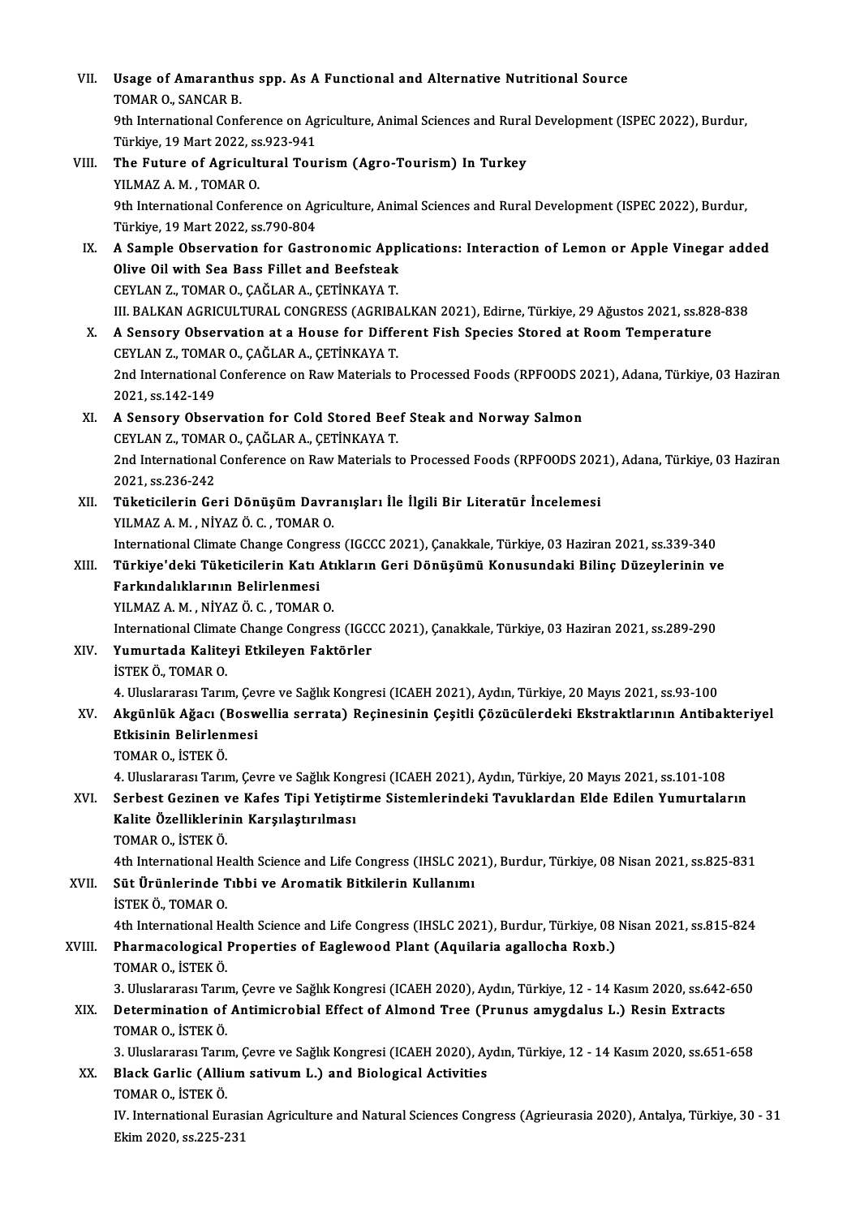VII. **Usage of Amaranthus spp. As A Functional and Alternative Nutritional Source**
TOMAR O., SANCAR B.
9th International Conference on Agriculture, Animal Sciences and Rural Development (ISPEC 2022), Burdur, Türkiye, 19 Mart 2022, ss.923-941

VIII. **The Future of Agricultural Tourism (Agro-Tourism) In Turkey**
YILMAZ A. M. , TOMAR O.
9th International Conference on Agriculture, Animal Sciences and Rural Development (ISPEC 2022), Burdur, Türkiye, 19 Mart 2022, ss.790-804

IX. **A Sample Observation for Gastronomic Applications: Interaction of Lemon or Apple Vinegar added Olive Oil with Sea Bass Fillet and Beefsteak**
CEYLAN Z., TOMAR O., ÇAĞLAR A., ÇETİNKAYA T.
III. BALKAN AGRICULTURAL CONGRESS (AGRIBALKAN 2021), Edirne, Türkiye, 29 Ağustos 2021, ss.828-838

X. **A Sensory Observation at a House for Different Fish Species Stored at Room Temperature**
CEYLAN Z., TOMAR O., ÇAĞLAR A., ÇETİNKAYA T.
2nd International Conference on Raw Materials to Processed Foods (RPFOODS 2021), Adana, Türkiye, 03 Haziran 2021, ss.142-149

XI. **A Sensory Observation for Cold Stored Beef Steak and Norway Salmon**
CEYLAN Z., TOMAR O., ÇAĞLAR A., ÇETİNKAYA T.
2nd International Conference on Raw Materials to Processed Foods (RPFOODS 2021), Adana, Türkiye, 03 Haziran 2021, ss.236-242

XII. **Tüketicilerin Geri Dönüşüm Davranışları İle İlgili Bir Literatür İncelemesi**
YILMAZ A. M. , NİYAZ Ö. C. , TOMAR O.
International Climate Change Congress (IGCCC 2021), Çanakkale, Türkiye, 03 Haziran 2021, ss.339-340

XIII. **Türkiye'deki Tüketicilerin Katı Atıkların Geri Dönüşümü Konusundaki Bilinç Düzeylerinin ve Farkındalıklarının Belirlenmesi**
YILMAZ A. M. , NİYAZ Ö. C. , TOMAR O.
International Climate Change Congress (IGCCC 2021), Çanakkale, Türkiye, 03 Haziran 2021, ss.289-290

XIV. **Yumurtada Kaliteyi Etkileyen Faktörler**
İSTEK Ö., TOMAR O.
4. Uluslararası Tarım, Çevre ve Sağlık Kongresi (ICAEH 2021), Aydın, Türkiye, 20 Mayıs 2021, ss.93-100

XV. **Akgünlük Ağacı (Boswellia serrata) Reçinesinin Çeşitli Çözücülerdeki Ekstraktlarının Antibakteriyel Etkisinin Belirlenmesi**
TOMAR O., İSTEK Ö.
4. Uluslararası Tarım, Çevre ve Sağlık Kongresi (ICAEH 2021), Aydın, Türkiye, 20 Mayıs 2021, ss.101-108

XVI. **Serbest Gezinen ve Kafes Tipi Yetiştirme Sistemlerindeki Tavuklardan Elde Edilen Yumurtaların Kalite Özelliklerinin Karşılaştırılması**
TOMAR O., İSTEK Ö.
4th International Health Science and Life Congress (IHSLC 2021), Burdur, Türkiye, 08 Nisan 2021, ss.825-831

XVII. **Süt Ürünlerinde Tıbbi ve Aromatik Bitkilerin Kullanımı**
İSTEK Ö., TOMAR O.
4th International Health Science and Life Congress (IHSLC 2021), Burdur, Türkiye, 08 Nisan 2021, ss.815-824

XVIII. **Pharmacological Properties of Eaglewood Plant (Aquilaria agallocha Roxb.)**
TOMAR O., İSTEK Ö.
3. Uluslararası Tarım, Çevre ve Sağlık Kongresi (ICAEH 2020), Aydın, Türkiye, 12 - 14 Kasım 2020, ss.642-650

XIX. **Determination of Antimicrobial Effect of Almond Tree (Prunus amygdalus L.) Resin Extracts**
TOMAR O., İSTEK Ö.
3. Uluslararası Tarım, Çevre ve Sağlık Kongresi (ICAEH 2020), Aydın, Türkiye, 12 - 14 Kasım 2020, ss.651-658

XX. **Black Garlic (Allium sativum L.) and Biological Activities**
TOMAR O., İSTEK Ö.
IV. International Eurasian Agriculture and Natural Sciences Congress (Agrieurasia 2020), Antalya, Türkiye, 30 - 31 Ekim 2020, ss.225-231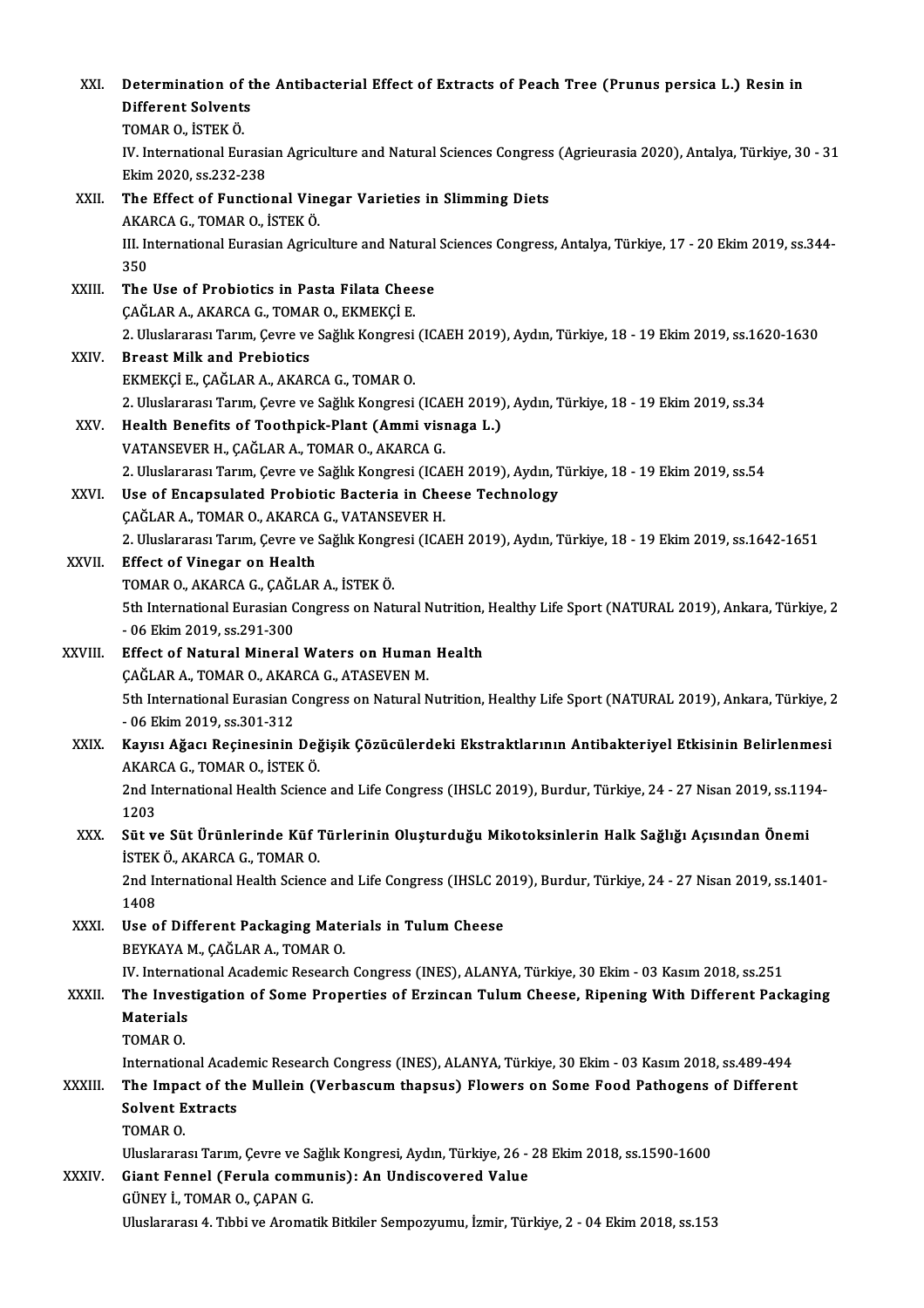XXI. **Determination of the Antibacterial Effect of Extracts of Peach Tree (Prunus persica L.) Resin in Different Solvents**
TOMAR O., İSTEK Ö.
IV. International Eurasian Agriculture and Natural Sciences Congress (Agrieurasia 2020), Antalya, Türkiye, 30 - 31 Ekim 2020, ss.232-238

XXII. **The Effect of Functional Vinegar Varieties in Slimming Diets**
AKARCA G., TOMAR O., İSTEK Ö.
III. International Eurasian Agriculture and Natural Sciences Congress, Antalya, Türkiye, 17 - 20 Ekim 2019, ss.344-350

XXIII. **The Use of Probiotics in Pasta Filata Cheese**
ÇAĞLAR A., AKARCA G., TOMAR O., EKMEKÇİ E.
2. Uluslararası Tarım, Çevre ve Sağlık Kongresi (ICAEH 2019), Aydın, Türkiye, 18 - 19 Ekim 2019, ss.1620-1630

XXIV. **Breast Milk and Prebiotics**
EKMEKÇİ E., ÇAĞLAR A., AKARCA G., TOMAR O.
2. Uluslararası Tarım, Çevre ve Sağlık Kongresi (ICAEH 2019), Aydın, Türkiye, 18 - 19 Ekim 2019, ss.34

XXV. **Health Benefits of Toothpick-Plant (Ammi visnaga L.)**
VATANSEVER H., ÇAĞLAR A., TOMAR O., AKARCA G.
2. Uluslararası Tarım, Çevre ve Sağlık Kongresi (ICAEH 2019), Aydın, Türkiye, 18 - 19 Ekim 2019, ss.54

XXVI. **Use of Encapsulated Probiotic Bacteria in Cheese Technology**
ÇAĞLAR A., TOMAR O., AKARCA G., VATANSEVER H.
2. Uluslararası Tarım, Çevre ve Sağlık Kongresi (ICAEH 2019), Aydın, Türkiye, 18 - 19 Ekim 2019, ss.1642-1651

XXVII. **Effect of Vinegar on Health**
TOMAR O., AKARCA G., ÇAĞLAR A., İSTEK Ö.
5th International Eurasian Congress on Natural Nutrition, Healthy Life Sport (NATURAL 2019), Ankara, Türkiye, 2 - 06 Ekim 2019, ss.291-300

XXVIII. **Effect of Natural Mineral Waters on Human Health**
ÇAĞLAR A., TOMAR O., AKARCA G., ATASEVEN M.
5th International Eurasian Congress on Natural Nutrition, Healthy Life Sport (NATURAL 2019), Ankara, Türkiye, 2 - 06 Ekim 2019, ss.301-312

XXIX. **Kayısı Ağacı Reçinesinin Değişik Çözücülerdeki Ekstraktlarının Antibakteriyel Etkisinin Belirlenmesi**
AKARCA G., TOMAR O., İSTEK Ö.
2nd International Health Science and Life Congress (IHSLC 2019), Burdur, Türkiye, 24 - 27 Nisan 2019, ss.1194-1203

XXX. **Süt ve Süt Ürünlerinde Küf Türlerinin Oluşturduğu Mikotoksinlerin Halk Sağlığı Açısından Önemi**
İSTEK Ö., AKARCA G., TOMAR O.
2nd International Health Science and Life Congress (IHSLC 2019), Burdur, Türkiye, 24 - 27 Nisan 2019, ss.1401-1408

XXXI. **Use of Different Packaging Materials in Tulum Cheese**
BEYKAYA M., ÇAĞLAR A., TOMAR O.
IV. International Academic Research Congress (INES), ALANYA, Türkiye, 30 Ekim - 03 Kasım 2018, ss.251

XXXII. **The Investigation of Some Properties of Erzincan Tulum Cheese, Ripening With Different Packaging Materials**
TOMAR O.
International Academic Research Congress (INES), ALANYA, Türkiye, 30 Ekim - 03 Kasım 2018, ss.489-494

XXXIII. **The Impact of the Mullein (Verbascum thapsus) Flowers on Some Food Pathogens of Different Solvent Extracts**
TOMAR O.
Uluslararası Tarım, Çevre ve Sağlık Kongresi, Aydın, Türkiye, 26 - 28 Ekim 2018, ss.1590-1600

XXXIV. **Giant Fennel (Ferula communis): An Undiscovered Value**
GÜNEY İ., TOMAR O., ÇAPAN G.
Uluslararası 4. Tıbbi ve Aromatik Bitkiler Sempozyumu, İzmir, Türkiye, 2 - 04 Ekim 2018, ss.153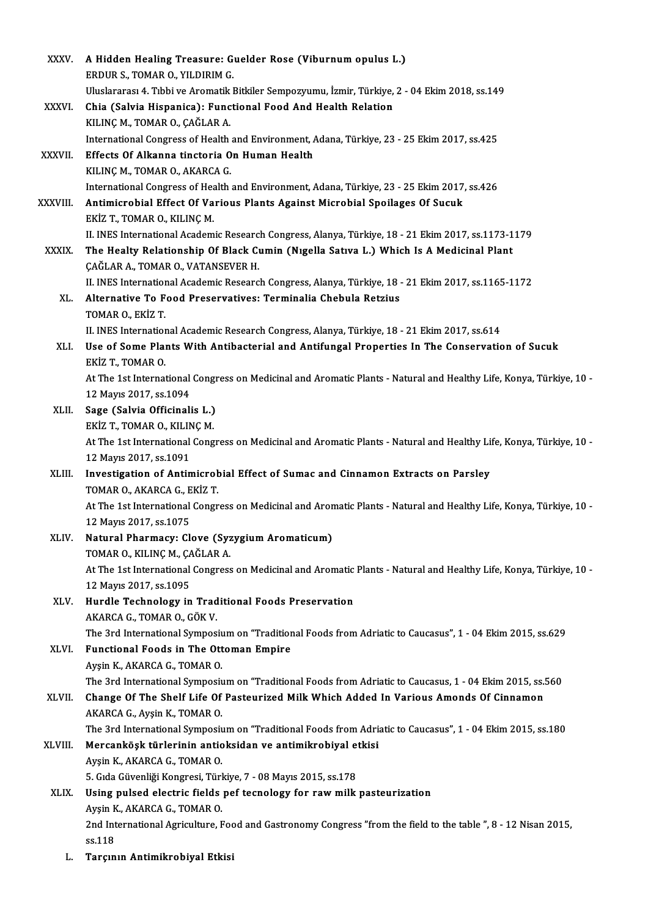XXXV. **A Hidden Healing Treasure: Guelder Rose (Viburnum opulus L.)**
ERDUR S., TOMAR O., YILDIRIM G.
Uluslararası 4. Tıbbi ve Aromatik Bitkiler Sempozyumu, İzmir, Türkiye, 2 - 04 Ekim 2018, ss.149

XXXVI. **Chia (Salvia Hispanica): Functional Food And Health Relation**
KILINÇ M., TOMAR O., ÇAĞLAR A.
International Congress of Health and Environment, Adana, Türkiye, 23 - 25 Ekim 2017, ss.425

XXXVII. **Effects Of Alkanna tinctoria On Human Health**
KILINÇ M., TOMAR O., AKARCA G.
International Congress of Health and Environment, Adana, Türkiye, 23 - 25 Ekim 2017, ss.426

XXXVIII. **Antimicrobial Effect Of Various Plants Against Microbial Spoilages Of Sucuk**
EKİZ T., TOMAR O., KILINÇ M.
II. INES International Academic Research Congress, Alanya, Türkiye, 18 - 21 Ekim 2017, ss.1173-1179

XXXIX. **The Healty Relationship Of Black Cumin (Nıgella Satıva L.) Which Is A Medicinal Plant**
ÇAĞLAR A., TOMAR O., VATANSEVER H.
II. INES International Academic Research Congress, Alanya, Türkiye, 18 - 21 Ekim 2017, ss.1165-1172

XL. **Alternative To Food Preservatives: Terminalia Chebula Retzius**
TOMAR O., EKİZ T.
II. INES International Academic Research Congress, Alanya, Türkiye, 18 - 21 Ekim 2017, ss.614

XLI. **Use of Some Plants With Antibacterial and Antifungal Properties In The Conservation of Sucuk**
EKİZ T., TOMAR O.
At The 1st International Congress on Medicinal and Aromatic Plants - Natural and Healthy Life, Konya, Türkiye, 10 - 12 Mayıs 2017, ss.1094

XLII. **Sage (Salvia Officinalis L.)**
EKİZ T., TOMAR O., KILINÇ M.
At The 1st International Congress on Medicinal and Aromatic Plants - Natural and Healthy Life, Konya, Türkiye, 10 - 12 Mayıs 2017, ss.1091

XLIII. **Investigation of Antimicrobial Effect of Sumac and Cinnamon Extracts on Parsley**
TOMAR O., AKARCA G., EKİZ T.
At The 1st International Congress on Medicinal and Aromatic Plants - Natural and Healthy Life, Konya, Türkiye, 10 - 12 Mayıs 2017, ss.1075

XLIV. **Natural Pharmacy: Clove (Syzygium Aromaticum)**
TOMAR O., KILINÇ M., ÇAĞLAR A.
At The 1st International Congress on Medicinal and Aromatic Plants - Natural and Healthy Life, Konya, Türkiye, 10 - 12 Mayıs 2017, ss.1095

XLV. **Hurdle Technology in Traditional Foods Preservation**
AKARCA G., TOMAR O., GÖK V.
The 3rd International Symposium on "Traditional Foods from Adriatic to Caucasus", 1 - 04 Ekim 2015, ss.629

XLVI. **Functional Foods in The Ottoman Empire**
Ayşin K., AKARCA G., TOMAR O.
The 3rd International Symposium on "Traditional Foods from Adriatic to Caucasus, 1 - 04 Ekim 2015, ss.560

XLVII. **Change Of The Shelf Life Of Pasteurized Milk Which Added In Various Amonds Of Cinnamon**
AKARCA G., Ayşin K., TOMAR O.
The 3rd International Symposium on "Traditional Foods from Adriatic to Caucasus", 1 - 04 Ekim 2015, ss.180

XLVIII. **Mercanköşk türlerinin antioksidan ve antimikrobiyal etkisi**
Ayşin K., AKARCA G., TOMAR O.
5. Gıda Güvenliği Kongresi, Türkiye, 7 - 08 Mayıs 2015, ss.178

XLIX. **Using pulsed electric fields pef tecnology for raw milk pasteurization**
Ayşin K., AKARCA G., TOMAR O.
2nd International Agriculture, Food and Gastronomy Congress "from the field to the table ", 8 - 12 Nisan 2015, ss.118

L. **Tarçının Antimikrobiyal Etkisi**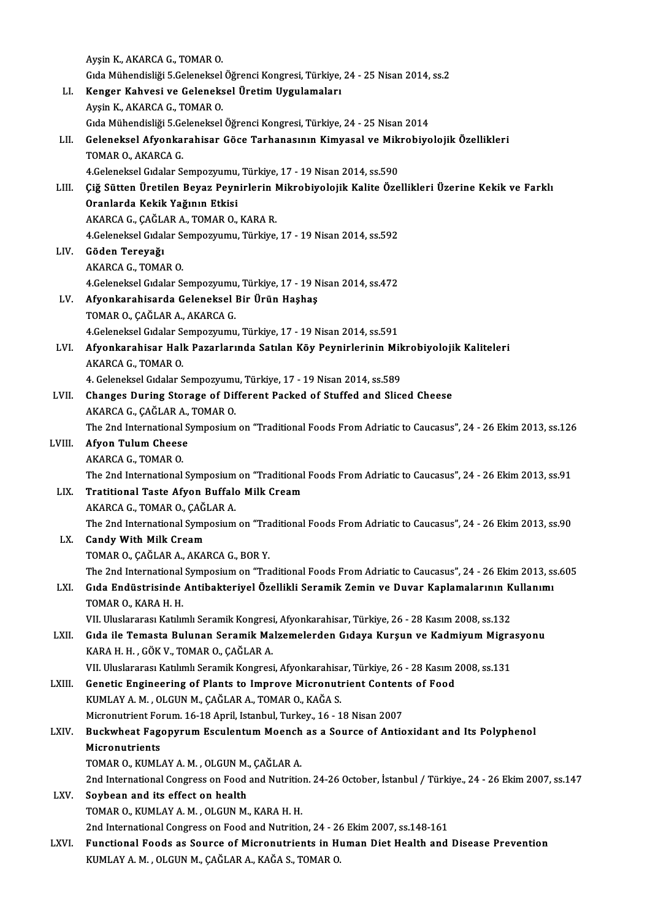Ayşin K., AKARCA G., TOMAR O.
Gıda Mühendisliği 5.Geleneksel Öğrenci Kongresi, Türkiye, 24 - 25 Nisan 2014, ss.2

LI. **Kenger Kahvesi ve Geleneksel Üretim Uygulamaları**
Ayşin K., AKARCA G., TOMAR O.
Gıda Mühendisliği 5.Geleneksel Öğrenci Kongresi, Türkiye, 24 - 25 Nisan 2014

LII. **Geleneksel Afyonkarahisar Göce Tarhanasının Kimyasal ve Mikrobiyolojik Özellikleri**
TOMAR O., AKARCA G.
4.Geleneksel Gıdalar Sempozyumu, Türkiye, 17 - 19 Nisan 2014, ss.590

LIII. **Çiğ Sütten Üretilen Beyaz Peynirlerin Mikrobiyolojik Kalite Özellikleri Üzerine Kekik ve Farklı Oranlarda Kekik Yağının Etkisi**
AKARCA G., ÇAĞLAR A., TOMAR O., KARA R.
4.Geleneksel Gıdalar Sempozyumu, Türkiye, 17 - 19 Nisan 2014, ss.592

LIV. **Göden Tereyağı**
AKARCA G., TOMAR O.
4.Geleneksel Gıdalar Sempozyumu, Türkiye, 17 - 19 Nisan 2014, ss.472

LV. **Afyonkarahisarda Geleneksel Bir Ürün Haşhaş**
TOMAR O., ÇAĞLAR A., AKARCA G.
4.Geleneksel Gıdalar Sempozyumu, Türkiye, 17 - 19 Nisan 2014, ss.591

LVI. **Afyonkarahisar Halk Pazarlarında Satılan Köy Peynirlerinin Mikrobiyolojik Kaliteleri**
AKARCA G., TOMAR O.
4. Geleneksel Gıdalar Sempozyumu, Türkiye, 17 - 19 Nisan 2014, ss.589

LVII. **Changes During Storage of Different Packed of Stuffed and Sliced Cheese**
AKARCA G., ÇAĞLAR A., TOMAR O.
The 2nd International Symposium on "Traditional Foods From Adriatic to Caucasus", 24 - 26 Ekim 2013, ss.126

LVIII. **Afyon Tulum Cheese**
AKARCA G., TOMAR O.
The 2nd International Symposium on "Traditional Foods From Adriatic to Caucasus", 24 - 26 Ekim 2013, ss.91

LIX. **Tratitional Taste Afyon Buffalo Milk Cream**
AKARCA G., TOMAR O., ÇAĞLAR A.
The 2nd International Symposium on "Traditional Foods From Adriatic to Caucasus", 24 - 26 Ekim 2013, ss.90

LX. **Candy With Milk Cream**
TOMAR O., ÇAĞLAR A., AKARCA G., BOR Y.
The 2nd International Symposium on "Traditional Foods From Adriatic to Caucasus", 24 - 26 Ekim 2013, ss.605

LXI. **Gıda Endüstrisinde Antibakteriyel Özellikli Seramik Zemin ve Duvar Kaplamalarının Kullanımı**
TOMAR O., KARA H. H.
VII. Uluslararası Katılımlı Seramik Kongresi, Afyonkarahisar, Türkiye, 26 - 28 Kasım 2008, ss.132

LXII. **Gıda ile Temasta Bulunan Seramik Malzemelerden Gıdaya Kurşun ve Kadmiyum Migrasyonu**
KARA H. H. , GÖK V., TOMAR O., ÇAĞLAR A.
VII. Uluslararası Katılımlı Seramik Kongresi, Afyonkarahisar, Türkiye, 26 - 28 Kasım 2008, ss.131

LXIII. **Genetic Engineering of Plants to Improve Micronutrient Contents of Food**
KUMLAY A. M. , OLGUN M., ÇAĞLAR A., TOMAR O., KAĞA S.
Micronutrient Forum. 16-18 April, Istanbul, Turkey., 16 - 18 Nisan 2007

LXIV. **Buckwheat Fagopyrum Esculentum Moench as a Source of Antioxidant and Its Polyphenol Micronutrients**
TOMAR O., KUMLAY A. M. , OLGUN M., ÇAĞLAR A.
2nd International Congress on Food and Nutrition. 24-26 October, İstanbul / Türkiye., 24 - 26 Ekim 2007, ss.147

LXV. **Soybean and its effect on health**
TOMAR O., KUMLAY A. M. , OLGUN M., KARA H. H.
2nd International Congress on Food and Nutrition, 24 - 26 Ekim 2007, ss.148-161

LXVI. **Functional Foods as Source of Micronutrients in Human Diet Health and Disease Prevention**
KUMLAY A. M. , OLGUN M., ÇAĞLAR A., KAĞA S., TOMAR O.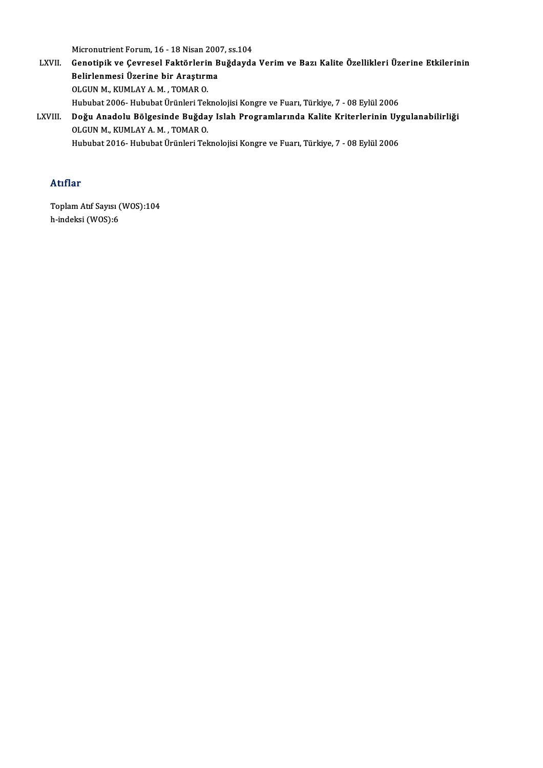Micronutrient Forum, 16 - 18 Nisan 2007, ss.104

LXVII. **Genotipik ve Çevresel Faktörlerin Buğdayda Verim ve Bazı Kalite Özellikleri Üzerine Etkilerinin Belirlenmesi Üzerine bir Araştırma**
OLGUN M., KUMLAY A. M. , TOMAR O.
Hububat 2006- Hububat Ürünleri Teknolojisi Kongre ve Fuarı, Türkiye, 7 - 08 Eylül 2006

LXVIII. **Doğu Anadolu Bölgesinde Buğday Islah Programlarında Kalite Kriterlerinin Uygulanabilirliği**
OLGUN M., KUMLAY A. M. , TOMAR O.
Hububat 2016- Hububat Ürünleri Teknolojisi Kongre ve Fuarı, Türkiye, 7 - 08 Eylül 2006

## Atıflar

Toplam Atıf Sayısı (WOS):104
h-indeksi (WOS):6